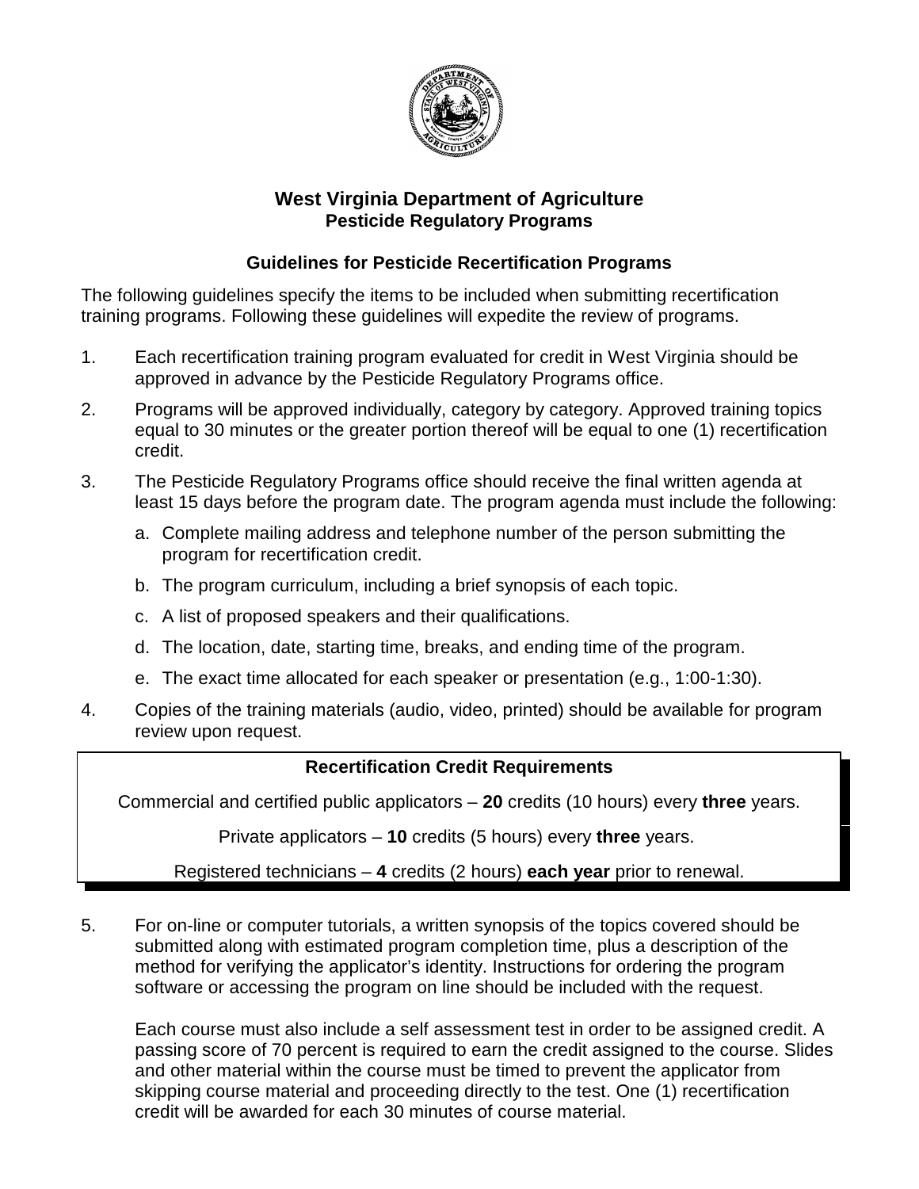# West Virginia Department of Agriculture
## Pesticide Regulatory Programs

### Guidelines for Pesticide Recertification Programs

The following guidelines specify the items to be included when submitting recertification training programs. Following these guidelines will expedite the review of programs.

1. Each recertification training program evaluated for credit in West Virginia should be approved in advance by the Pesticide Regulatory Programs office.
2. Programs will be approved individually, category by category. Approved training topics equal to 30 minutes or the greater portion thereof will be equal to one (1) recertification credit.
3. The Pesticide Regulatory Programs office should receive the final written agenda at least 15 days before the program date. The program agenda must include the following:
   a. Complete mailing address and telephone number of the person submitting the program for recertification credit.
   b. The program curriculum, including a brief synopsis of each topic.
   c. A list of proposed speakers and their qualifications.
   d. The location, date, starting time, breaks, and ending time of the program.
   e. The exact time allocated for each speaker or presentation (e.g., 1:00-1:30).
4. Copies of the training materials (audio, video, printed) should be available for program review upon request.

**Recertification Credit Requirements**

Commercial and certified public applicators – **20** credits (10 hours) every **three** years.

Private applicators – **10** credits (5 hours) every **three** years.

Registered technicians – **4** credits (2 hours) **each year** prior to renewal.

5. For on-line or computer tutorials, a written synopsis of the topics covered should be submitted along with estimated program completion time, plus a description of the method for verifying the applicator's identity. Instructions for ordering the program software or accessing the program on line should be included with the request.

   Each course must also include a self assessment test in order to be assigned credit. A passing score of 70 percent is required to earn the credit assigned to the course. Slides and other material within the course must be timed to prevent the applicator from skipping course material and proceeding directly to the test. One (1) recertification credit will be awarded for each 30 minutes of course material.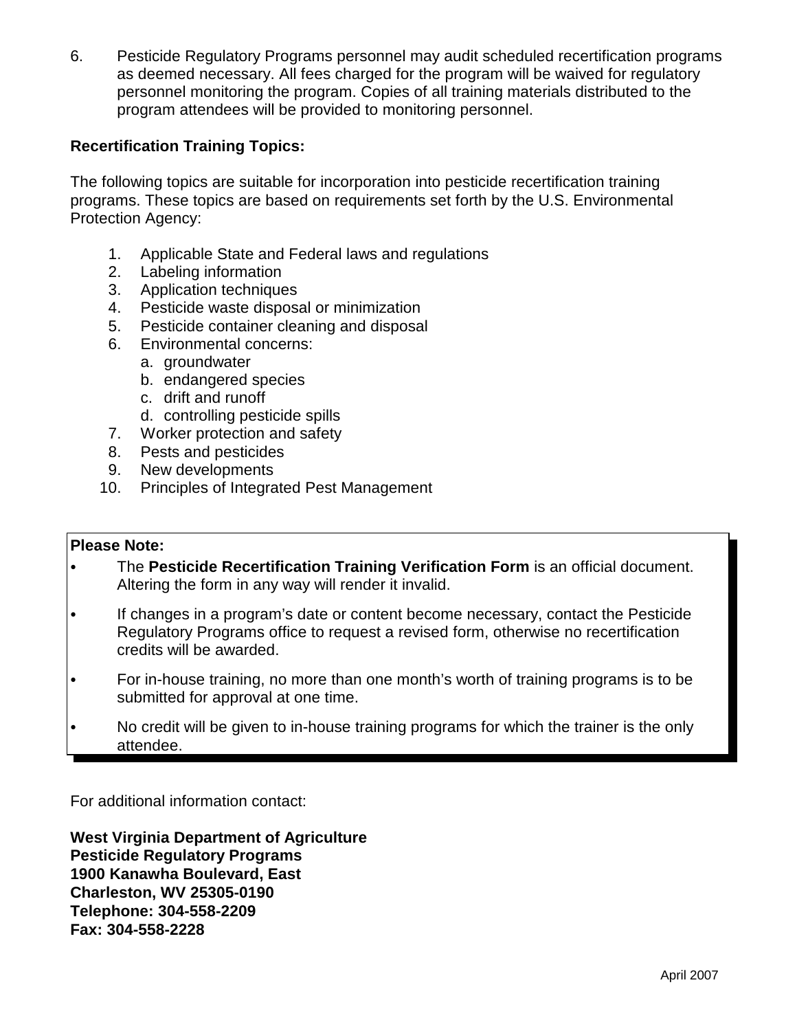6. Pesticide Regulatory Programs personnel may audit scheduled recertification programs as deemed necessary. All fees charged for the program will be waived for regulatory personnel monitoring the program. Copies of all training materials distributed to the program attendees will be provided to monitoring personnel.

**Recertification Training Topics:**

The following topics are suitable for incorporation into pesticide recertification training programs. These topics are based on requirements set forth by the U.S. Environmental Protection Agency:

1. Applicable State and Federal laws and regulations
2. Labeling information
3. Application techniques
4. Pesticide waste disposal or minimization
5. Pesticide container cleaning and disposal
6. Environmental concerns:
   a. groundwater
   b. endangered species
   c. drift and runoff
   d. controlling pesticide spills
7. Worker protection and safety
8. Pests and pesticides
9. New developments
10. Principles of Integrated Pest Management

**Please Note:**

- The **Pesticide Recertification Training Verification Form** is an official document. Altering the form in any way will render it invalid.
- If changes in a program's date or content become necessary, contact the Pesticide Regulatory Programs office to request a revised form, otherwise no recertification credits will be awarded.
- For in-house training, no more than one month's worth of training programs is to be submitted for approval at one time.
- No credit will be given to in-house training programs for which the trainer is the only attendee.

For additional information contact:

**West Virginia Department of Agriculture**
**Pesticide Regulatory Programs**
**1900 Kanawha Boulevard, East**
**Charleston, WV 25305-0190**
**Telephone: 304-558-2209**
**Fax: 304-558-2228**

April 2007